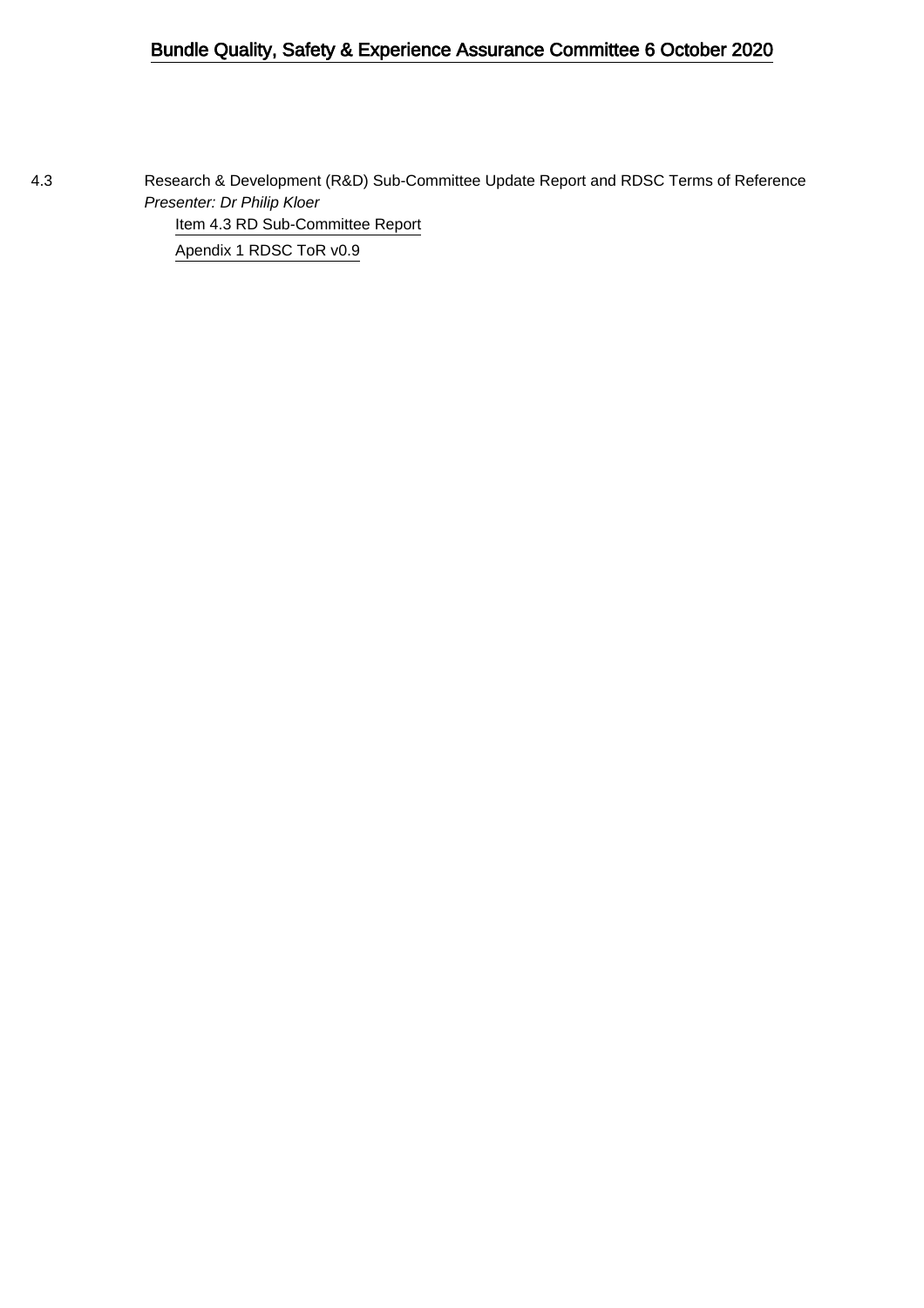# Bundle Quality, Safety & Experience Assurance Committee 6 October 2020

4.3 Research & Development (R&D) Sub-Committee Update Report and RDSC Terms of Reference

*Presenter: Dr Philip Kloer*

Item 4.3 RD Sub-Committee Report

Apendix 1 RDSC ToR v0.9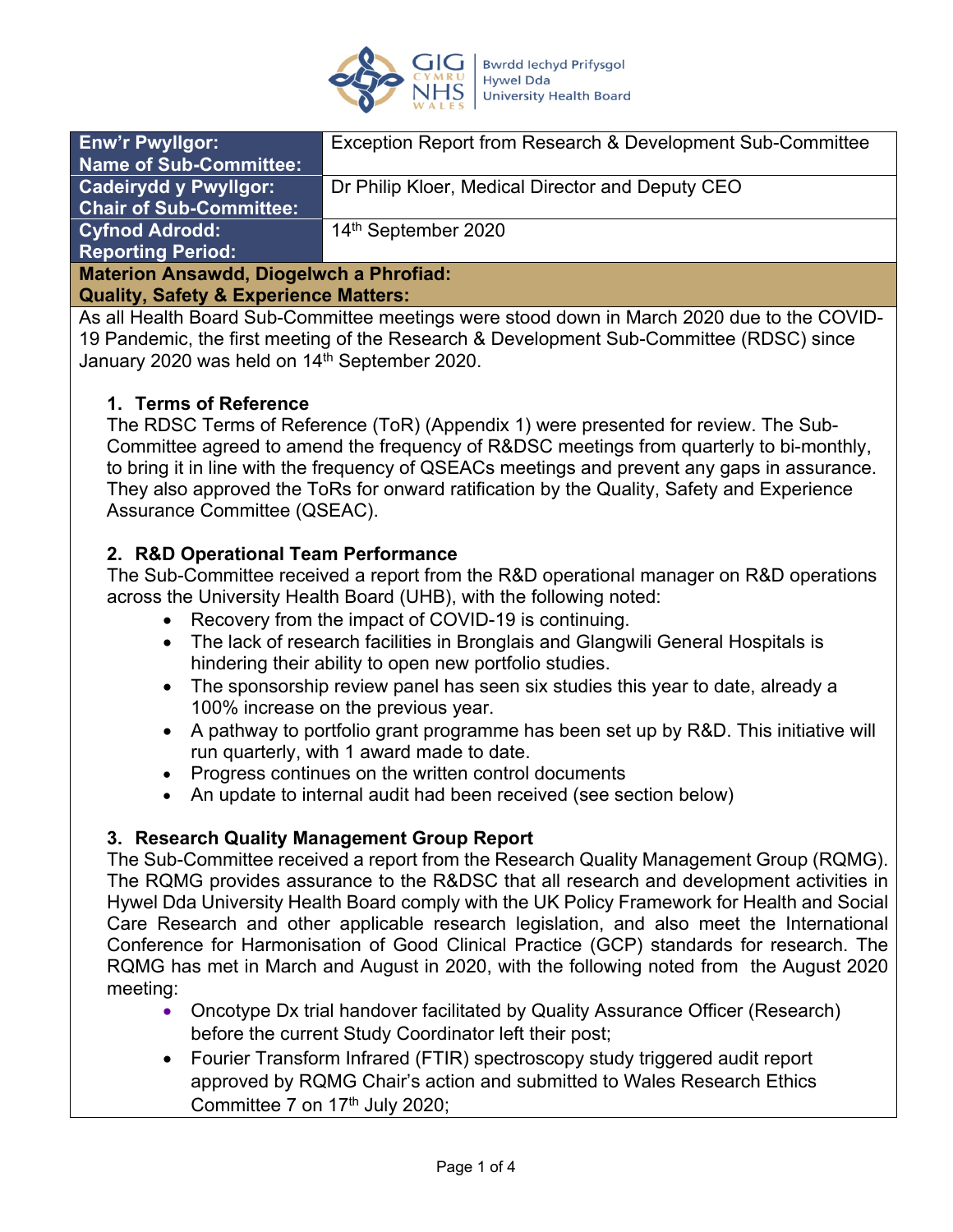| Enw'r Pwyllgor: Name of Sub-Committee: | Exception Report from Research & Development Sub-Committee |
| --- | --- |
| Cadeirydd y Pwyllgor: Chair of Sub-Committee: | Dr Philip Kloer, Medical Director and Deputy CEO |
| Cyfnod Adrodd: Reporting Period: | 14th September 2020 |

**Materion Ansawdd, Diogelwch a Phrofiad:**
**Quality, Safety & Experience Matters:**

As all Health Board Sub-Committee meetings were stood down in March 2020 due to the COVID-19 Pandemic, the first meeting of the Research & Development Sub-Committee (RDSC) since January 2020 was held on 14th September 2020.

1. **Terms of Reference**
The RDSC Terms of Reference (ToR) (Appendix 1) were presented for review. The Sub-Committee agreed to amend the frequency of R&DSC meetings from quarterly to bi-monthly, to bring it in line with the frequency of QSEACs meetings and prevent any gaps in assurance. They also approved the ToRs for onward ratification by the Quality, Safety and Experience Assurance Committee (QSEAC).

2. **R&D Operational Team Performance**
The Sub-Committee received a report from the R&D operational manager on R&D operations across the University Health Board (UHB), with the following noted:
   - Recovery from the impact of COVID-19 is continuing.
   - The lack of research facilities in Bronglais and Glangwili General Hospitals is hindering their ability to open new portfolio studies.
   - The sponsorship review panel has seen six studies this year to date, already a 100% increase on the previous year.
   - A pathway to portfolio grant programme has been set up by R&D. This initiative will run quarterly, with 1 award made to date.
   - Progress continues on the written control documents
   - An update to internal audit had been received (see section below)

3. **Research Quality Management Group Report**
The Sub-Committee received a report from the Research Quality Management Group (RQMG). The RQMG provides assurance to the R&DSC that all research and development activities in Hywel Dda University Health Board comply with the UK Policy Framework for Health and Social Care Research and other applicable research legislation, and also meet the International Conference for Harmonisation of Good Clinical Practice (GCP) standards for research. The RQMG has met in March and August in 2020, with the following noted from the August 2020 meeting:
   - Oncotype Dx trial handover facilitated by Quality Assurance Officer (Research) before the current Study Coordinator left their post;
   - Fourier Transform Infrared (FTIR) spectroscopy study triggered audit report approved by RQMG Chair's action and submitted to Wales Research Ethics Committee 7 on 17th July 2020;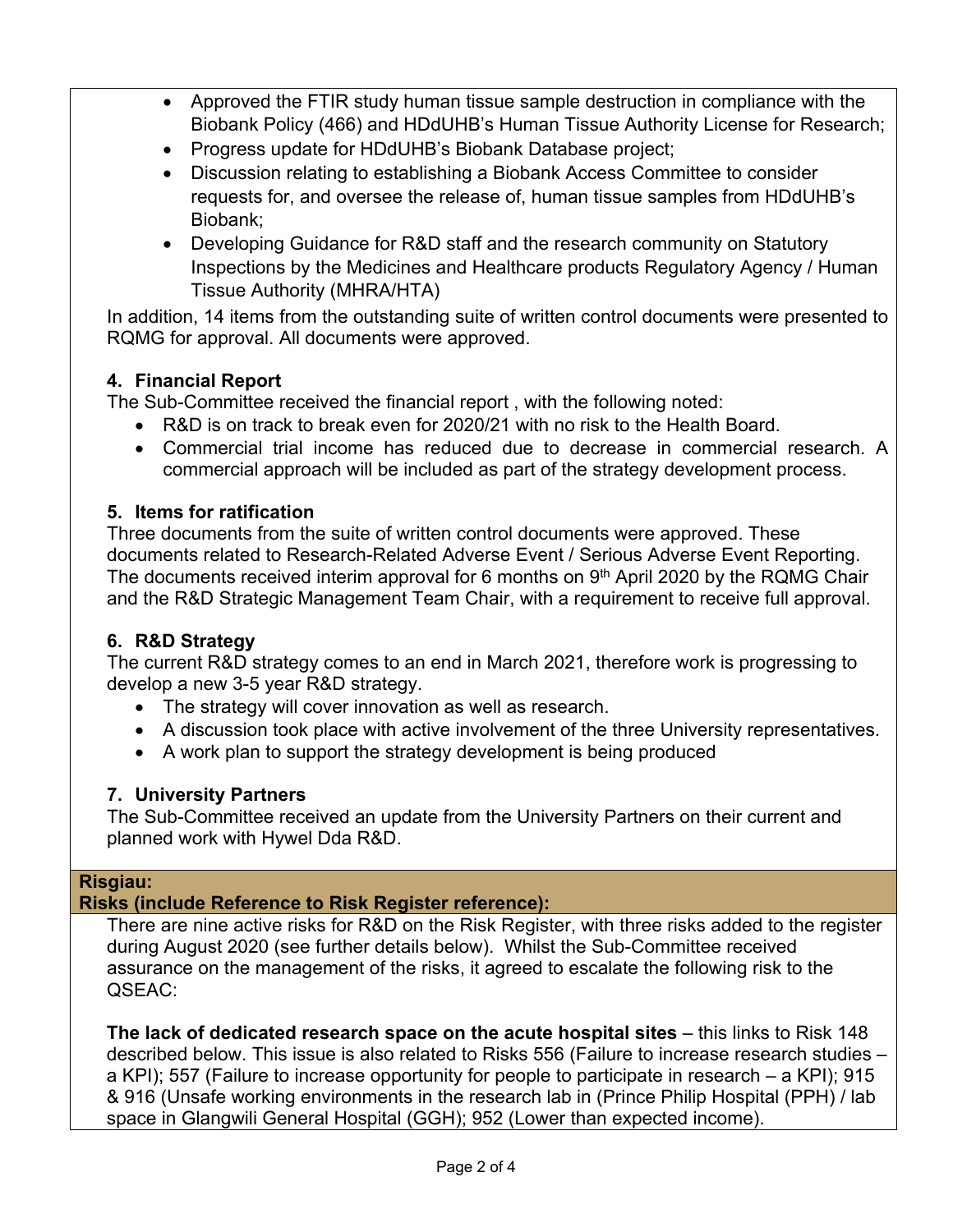- Approved the FTIR study human tissue sample destruction in compliance with the Biobank Policy (466) and HDdUHB's Human Tissue Authority License for Research;
- Progress update for HDdUHB's Biobank Database project;
- Discussion relating to establishing a Biobank Access Committee to consider requests for, and oversee the release of, human tissue samples from HDdUHB's Biobank;
- Developing Guidance for R&D staff and the research community on Statutory Inspections by the Medicines and Healthcare products Regulatory Agency / Human Tissue Authority (MHRA/HTA)

In addition, 14 items from the outstanding suite of written control documents were presented to RQMG for approval. All documents were approved.

**4. Financial Report**

The Sub-Committee received the financial report , with the following noted:

- R&D is on track to break even for 2020/21 with no risk to the Health Board.
- Commercial trial income has reduced due to decrease in commercial research. A commercial approach will be included as part of the strategy development process.

**5. Items for ratification**

Three documents from the suite of written control documents were approved. These documents related to Research-Related Adverse Event / Serious Adverse Event Reporting. The documents received interim approval for 6 months on 9th April 2020 by the RQMG Chair and the R&D Strategic Management Team Chair, with a requirement to receive full approval.

**6. R&D Strategy**

The current R&D strategy comes to an end in March 2021, therefore work is progressing to develop a new 3-5 year R&D strategy.

- The strategy will cover innovation as well as research.
- A discussion took place with active involvement of the three University representatives.
- A work plan to support the strategy development is being produced

**7. University Partners**

The Sub-Committee received an update from the University Partners on their current and planned work with Hywel Dda R&D.

**Risgiau:**
**Risks (include Reference to Risk Register reference):**

There are nine active risks for R&D on the Risk Register, with three risks added to the register during August 2020 (see further details below). Whilst the Sub-Committee received assurance on the management of the risks, it agreed to escalate the following risk to the QSEAC:

**The lack of dedicated research space on the acute hospital sites** – this links to Risk 148 described below. This issue is also related to Risks 556 (Failure to increase research studies – a KPI); 557 (Failure to increase opportunity for people to participate in research – a KPI); 915 & 916 (Unsafe working environments in the research lab in (Prince Philip Hospital (PPH) / lab space in Glangwili General Hospital (GGH); 952 (Lower than expected income).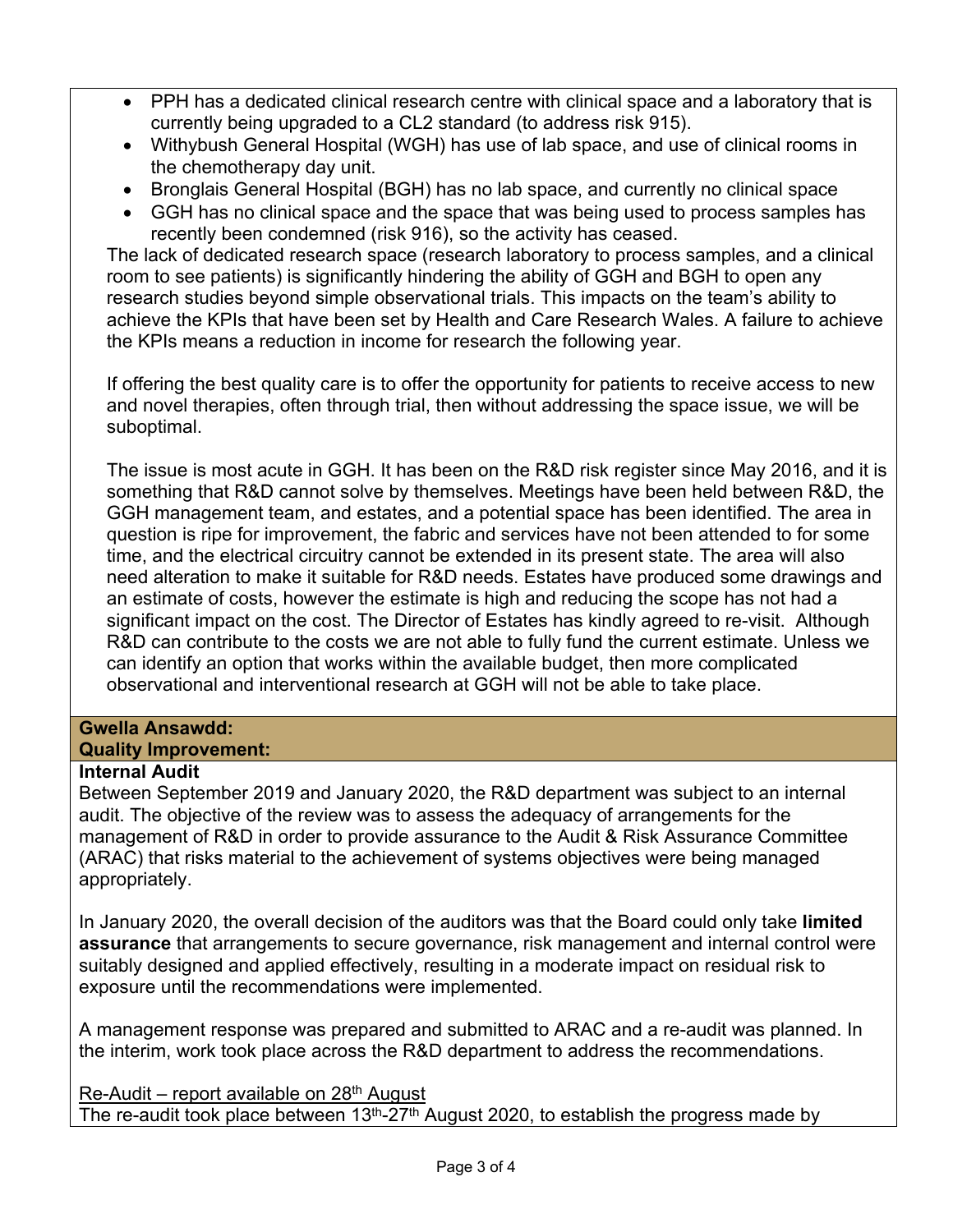- PPH has a dedicated clinical research centre with clinical space and a laboratory that is currently being upgraded to a CL2 standard (to address risk 915).
- Withybush General Hospital (WGH) has use of lab space, and use of clinical rooms in the chemotherapy day unit.
- Bronglais General Hospital (BGH) has no lab space, and currently no clinical space
- GGH has no clinical space and the space that was being used to process samples has recently been condemned (risk 916), so the activity has ceased.

The lack of dedicated research space (research laboratory to process samples, and a clinical room to see patients) is significantly hindering the ability of GGH and BGH to open any research studies beyond simple observational trials. This impacts on the team's ability to achieve the KPIs that have been set by Health and Care Research Wales. A failure to achieve the KPIs means a reduction in income for research the following year.

If offering the best quality care is to offer the opportunity for patients to receive access to new and novel therapies, often through trial, then without addressing the space issue, we will be suboptimal.

The issue is most acute in GGH. It has been on the R&D risk register since May 2016, and it is something that R&D cannot solve by themselves. Meetings have been held between R&D, the GGH management team, and estates, and a potential space has been identified. The area in question is ripe for improvement, the fabric and services have not been attended to for some time, and the electrical circuitry cannot be extended in its present state. The area will also need alteration to make it suitable for R&D needs. Estates have produced some drawings and an estimate of costs, however the estimate is high and reducing the scope has not had a significant impact on the cost. The Director of Estates has kindly agreed to re-visit. Although R&D can contribute to the costs we are not able to fully fund the current estimate. Unless we can identify an option that works within the available budget, then more complicated observational and interventional research at GGH will not be able to take place.

## Gwella Ansawdd:
## Quality Improvement:

**Internal Audit**

Between September 2019 and January 2020, the R&D department was subject to an internal audit. The objective of the review was to assess the adequacy of arrangements for the management of R&D in order to provide assurance to the Audit & Risk Assurance Committee (ARAC) that risks material to the achievement of systems objectives were being managed appropriately.

In January 2020, the overall decision of the auditors was that the Board could only take **limited assurance** that arrangements to secure governance, risk management and internal control were suitably designed and applied effectively, resulting in a moderate impact on residual risk to exposure until the recommendations were implemented.

A management response was prepared and submitted to ARAC and a re-audit was planned. In the interim, work took place across the R&D department to address the recommendations.

<u>Re-Audit – report available on 28th August</u>

The re-audit took place between 13th-27th August 2020, to establish the progress made by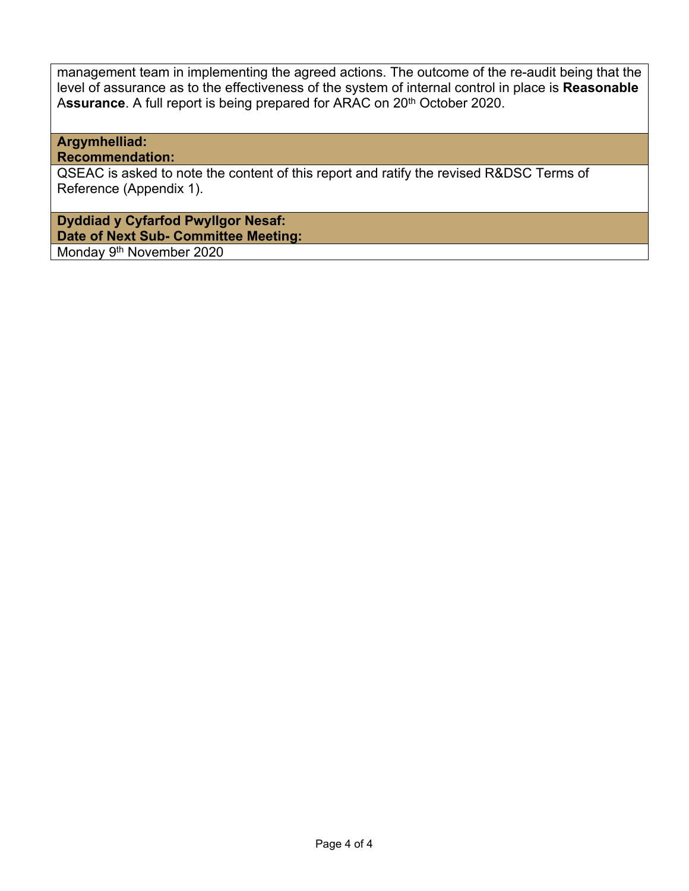management team in implementing the agreed actions. The outcome of the re-audit being that the level of assurance as to the effectiveness of the system of internal control in place is **Reasonable** A**ssurance**. A full report is being prepared for ARAC on 20th October 2020.

**Argymhelliad:**
**Recommendation:**

QSEAC is asked to note the content of this report and ratify the revised R&DSC Terms of Reference (Appendix 1).

**Dyddiad y Cyfarfod Pwyllgor Nesaf:**
**Date of Next Sub- Committee Meeting:**

Monday 9th November 2020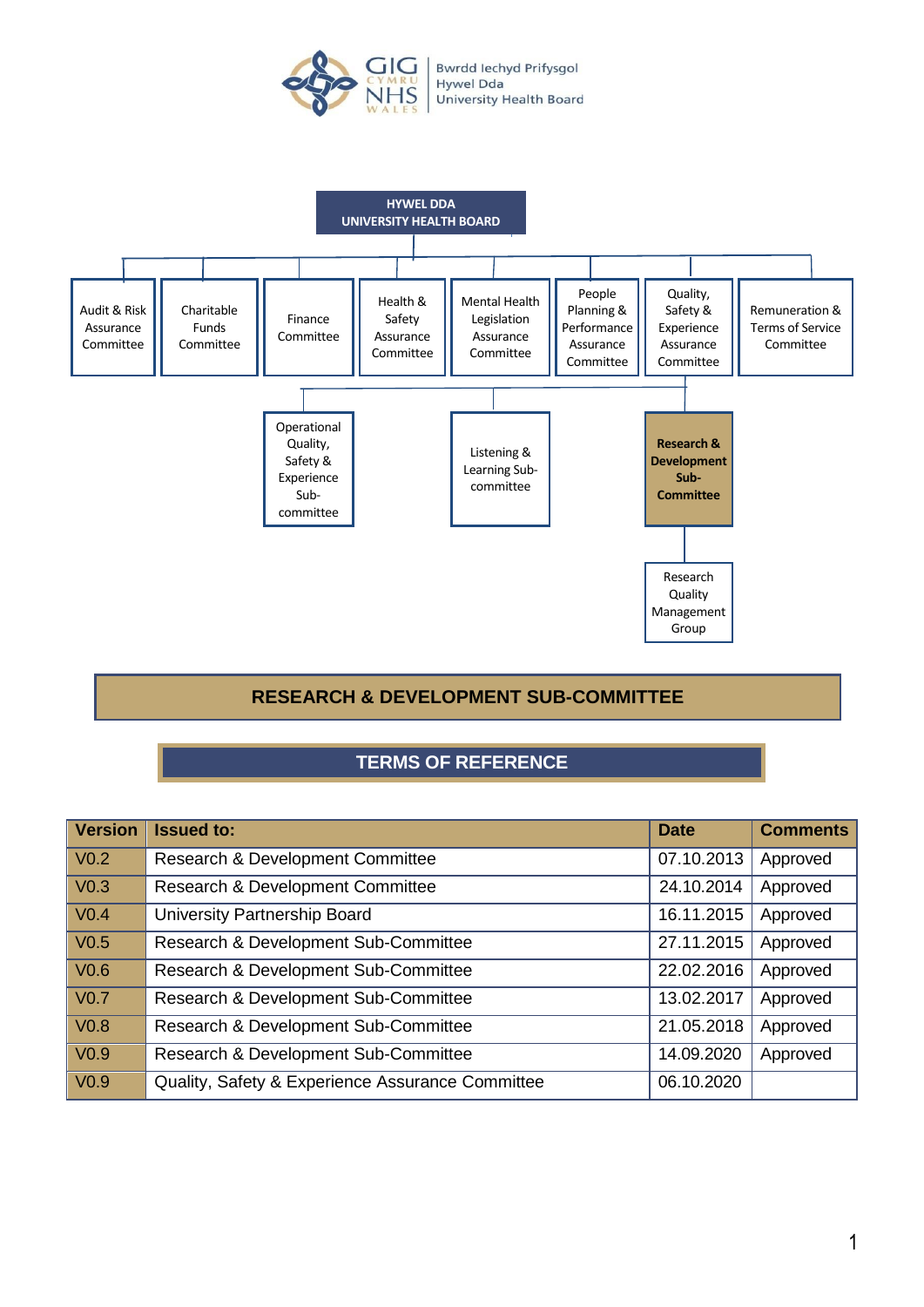Bwrdd Iechyd Prifysgol
Hywel Dda
University Health Board

HYWEL DDA
UNIVERSITY HEALTH BOARD

Audit & Risk Assurance Committee | Charitable Funds Committee | Finance Committee | Health & Safety Assurance Committee | Mental Health Legislation Assurance Committee | People Planning & Performance Assurance Committee | Quality, Safety & Experience Assurance Committee | Remuneration & Terms of Service Committee

Operational Quality, Safety & Experience Sub-committee | Listening & Learning Sub-committee | **Research & Development Sub-Committee**

Research Quality Management Group

# RESEARCH & DEVELOPMENT SUB-COMMITTEE

## TERMS OF REFERENCE

| Version | Issued to: | Date | Comments |
|---|---|---|---|
| V0.2 | Research & Development Committee | 07.10.2013 | Approved |
| V0.3 | Research & Development Committee | 24.10.2014 | Approved |
| V0.4 | University Partnership Board | 16.11.2015 | Approved |
| V0.5 | Research & Development Sub-Committee | 27.11.2015 | Approved |
| V0.6 | Research & Development Sub-Committee | 22.02.2016 | Approved |
| V0.7 | Research & Development Sub-Committee | 13.02.2017 | Approved |
| V0.8 | Research & Development Sub-Committee | 21.05.2018 | Approved |
| V0.9 | Research & Development Sub-Committee | 14.09.2020 | Approved |
| V0.9 | Quality, Safety & Experience Assurance Committee | 06.10.2020 | |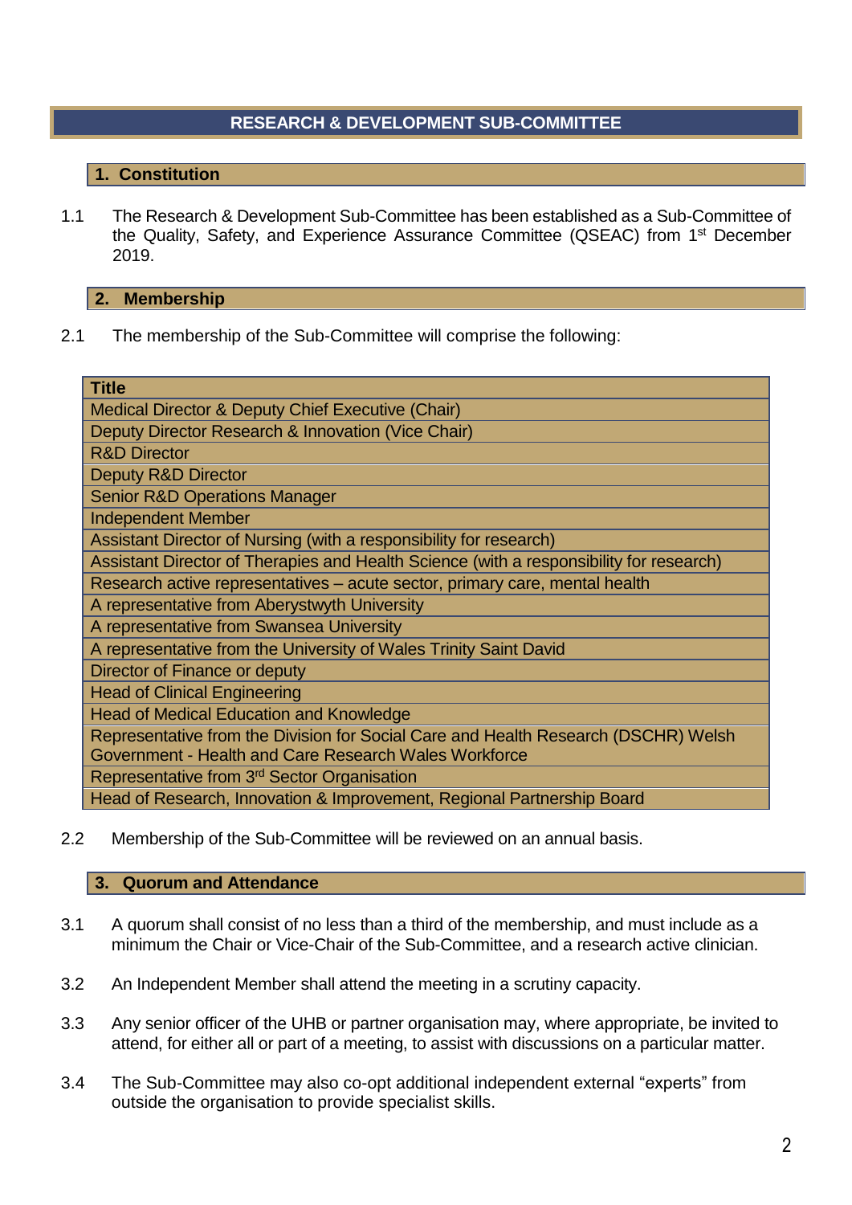# RESEARCH & DEVELOPMENT SUB-COMMITTEE

## 1. Constitution

1.1 The Research & Development Sub-Committee has been established as a Sub-Committee of the Quality, Safety, and Experience Assurance Committee (QSEAC) from 1st December 2019.

## 2. Membership

2.1 The membership of the Sub-Committee will comprise the following:

| Title |
|---|
| Medical Director & Deputy Chief Executive (Chair) |
| Deputy Director Research & Innovation (Vice Chair) |
| R&D Director |
| Deputy R&D Director |
| Senior R&D Operations Manager |
| Independent Member |
| Assistant Director of Nursing (with a responsibility for research) |
| Assistant Director of Therapies and Health Science (with a responsibility for research) |
| Research active representatives – acute sector, primary care, mental health |
| A representative from Aberystwyth University |
| A representative from Swansea University |
| A representative from the University of Wales Trinity Saint David |
| Director of Finance or deputy |
| Head of Clinical Engineering |
| Head of Medical Education and Knowledge |
| Representative from the Division for Social Care and Health Research (DSCHR) Welsh Government - Health and Care Research Wales Workforce |
| Representative from 3rd Sector Organisation |
| Head of Research, Innovation & Improvement, Regional Partnership Board |

2.2 Membership of the Sub-Committee will be reviewed on an annual basis.

## 3. Quorum and Attendance

3.1 A quorum shall consist of no less than a third of the membership, and must include as a minimum the Chair or Vice-Chair of the Sub-Committee, and a research active clinician.

3.2 An Independent Member shall attend the meeting in a scrutiny capacity.

3.3 Any senior officer of the UHB or partner organisation may, where appropriate, be invited to attend, for either all or part of a meeting, to assist with discussions on a particular matter.

3.4 The Sub-Committee may also co-opt additional independent external "experts" from outside the organisation to provide specialist skills.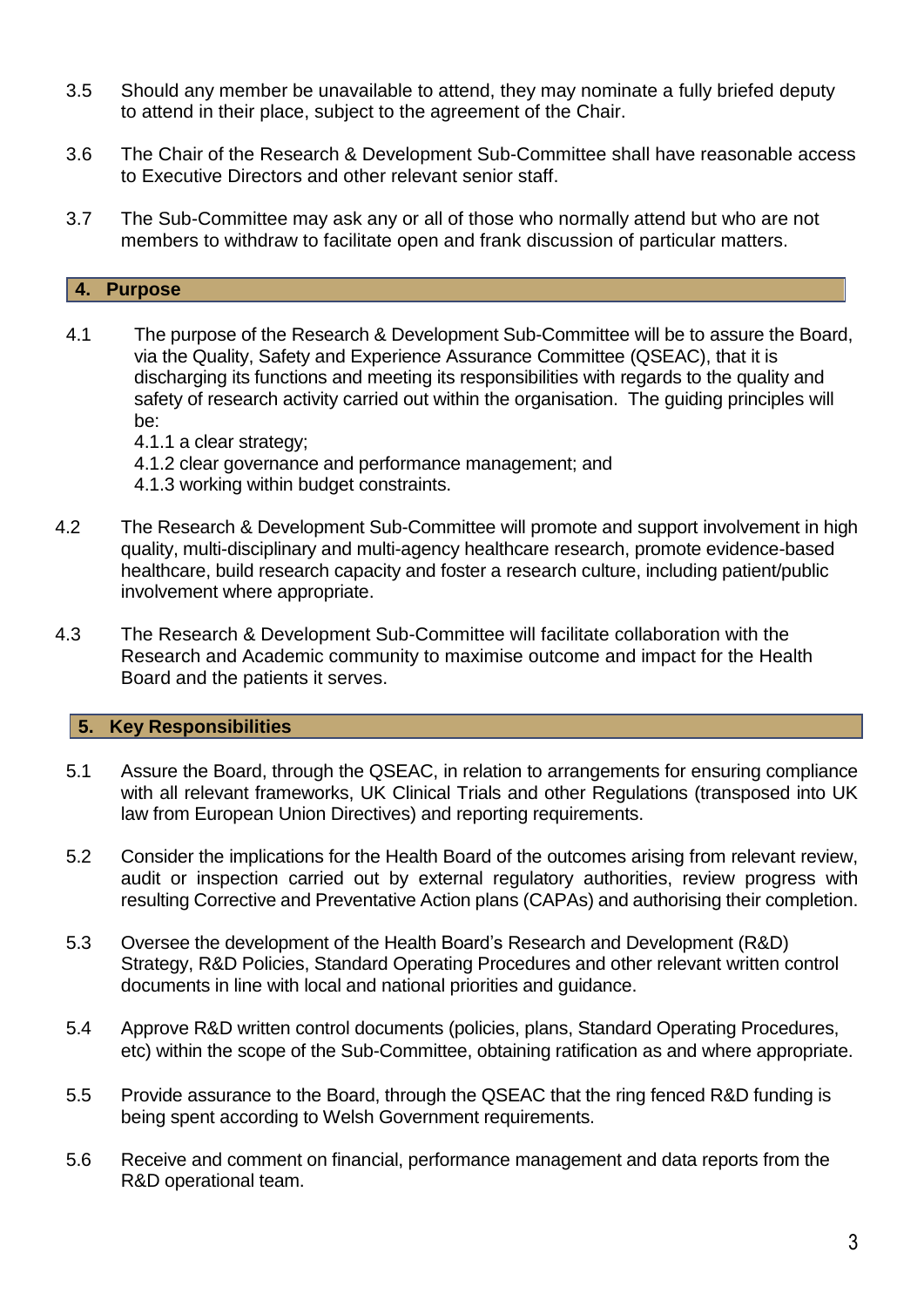3.5 Should any member be unavailable to attend, they may nominate a fully briefed deputy to attend in their place, subject to the agreement of the Chair.

3.6 The Chair of the Research & Development Sub-Committee shall have reasonable access to Executive Directors and other relevant senior staff.

3.7 The Sub-Committee may ask any or all of those who normally attend but who are not members to withdraw to facilitate open and frank discussion of particular matters.

## 4. Purpose

4.1 The purpose of the Research & Development Sub-Committee will be to assure the Board, via the Quality, Safety and Experience Assurance Committee (QSEAC), that it is discharging its functions and meeting its responsibilities with regards to the quality and safety of research activity carried out within the organisation. The guiding principles will be:

4.1.1 a clear strategy;

4.1.2 clear governance and performance management; and

4.1.3 working within budget constraints.

4.2 The Research & Development Sub-Committee will promote and support involvement in high quality, multi-disciplinary and multi-agency healthcare research, promote evidence-based healthcare, build research capacity and foster a research culture, including patient/public involvement where appropriate.

4.3 The Research & Development Sub-Committee will facilitate collaboration with the Research and Academic community to maximise outcome and impact for the Health Board and the patients it serves.

## 5. Key Responsibilities

5.1 Assure the Board, through the QSEAC, in relation to arrangements for ensuring compliance with all relevant frameworks, UK Clinical Trials and other Regulations (transposed into UK law from European Union Directives) and reporting requirements.

5.2 Consider the implications for the Health Board of the outcomes arising from relevant review, audit or inspection carried out by external regulatory authorities, review progress with resulting Corrective and Preventative Action plans (CAPAs) and authorising their completion.

5.3 Oversee the development of the Health Board's Research and Development (R&D) Strategy, R&D Policies, Standard Operating Procedures and other relevant written control documents in line with local and national priorities and guidance.

5.4 Approve R&D written control documents (policies, plans, Standard Operating Procedures, etc) within the scope of the Sub-Committee, obtaining ratification as and where appropriate.

5.5 Provide assurance to the Board, through the QSEAC that the ring fenced R&D funding is being spent according to Welsh Government requirements.

5.6 Receive and comment on financial, performance management and data reports from the R&D operational team.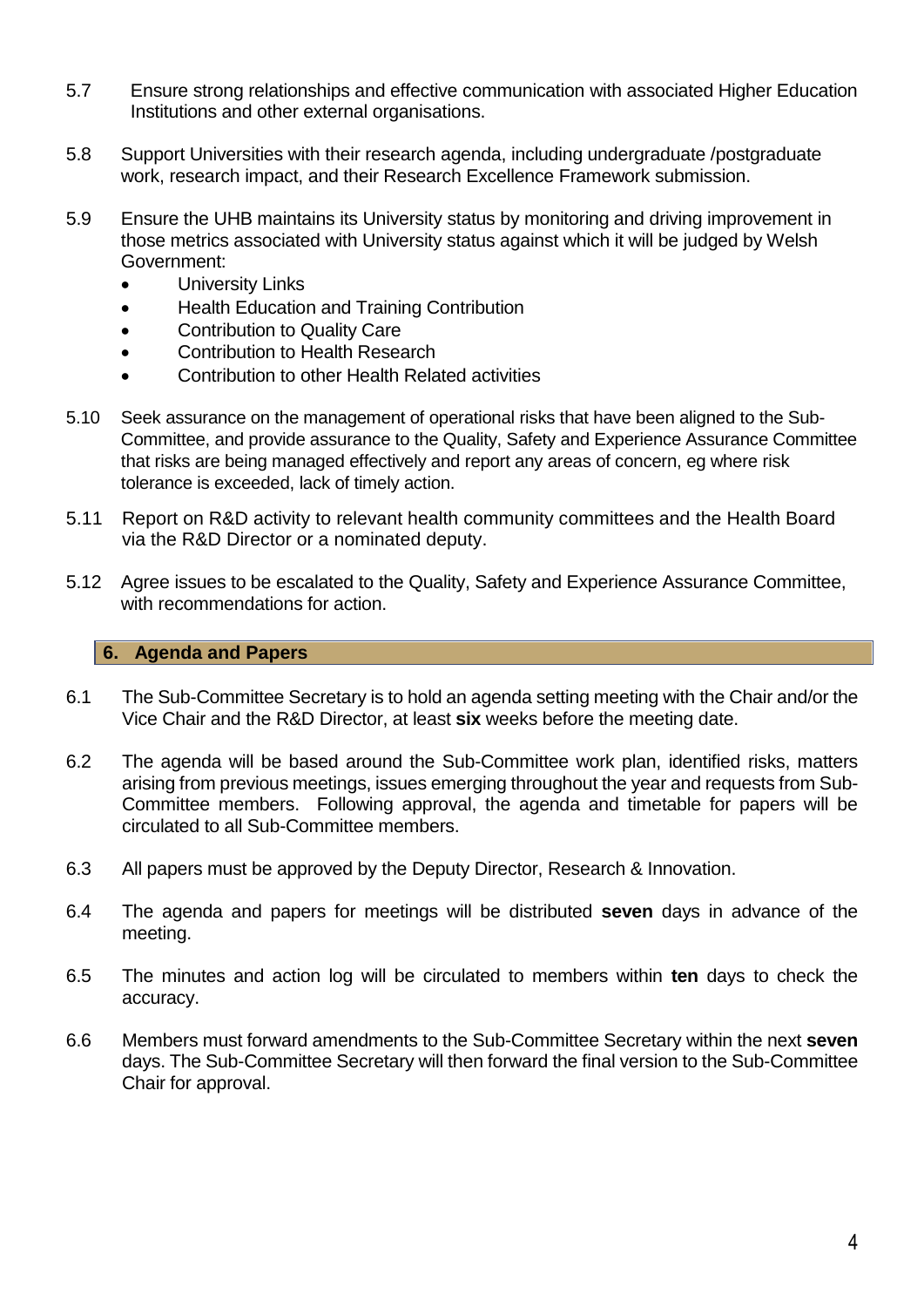5.7 Ensure strong relationships and effective communication with associated Higher Education Institutions and other external organisations.

5.8 Support Universities with their research agenda, including undergraduate /postgraduate work, research impact, and their Research Excellence Framework submission.

5.9 Ensure the UHB maintains its University status by monitoring and driving improvement in those metrics associated with University status against which it will be judged by Welsh Government:

- University Links
- Health Education and Training Contribution
- Contribution to Quality Care
- Contribution to Health Research
- Contribution to other Health Related activities

5.10 Seek assurance on the management of operational risks that have been aligned to the Sub-Committee, and provide assurance to the Quality, Safety and Experience Assurance Committee that risks are being managed effectively and report any areas of concern, eg where risk tolerance is exceeded, lack of timely action.

5.11 Report on R&D activity to relevant health community committees and the Health Board via the R&D Director or a nominated deputy.

5.12 Agree issues to be escalated to the Quality, Safety and Experience Assurance Committee, with recommendations for action.

## 6. Agenda and Papers

6.1 The Sub-Committee Secretary is to hold an agenda setting meeting with the Chair and/or the Vice Chair and the R&D Director, at least **six** weeks before the meeting date.

6.2 The agenda will be based around the Sub-Committee work plan, identified risks, matters arising from previous meetings, issues emerging throughout the year and requests from Sub-Committee members. Following approval, the agenda and timetable for papers will be circulated to all Sub-Committee members.

6.3 All papers must be approved by the Deputy Director, Research & Innovation.

6.4 The agenda and papers for meetings will be distributed **seven** days in advance of the meeting.

6.5 The minutes and action log will be circulated to members within **ten** days to check the accuracy.

6.6 Members must forward amendments to the Sub-Committee Secretary within the next **seven** days. The Sub-Committee Secretary will then forward the final version to the Sub-Committee Chair for approval.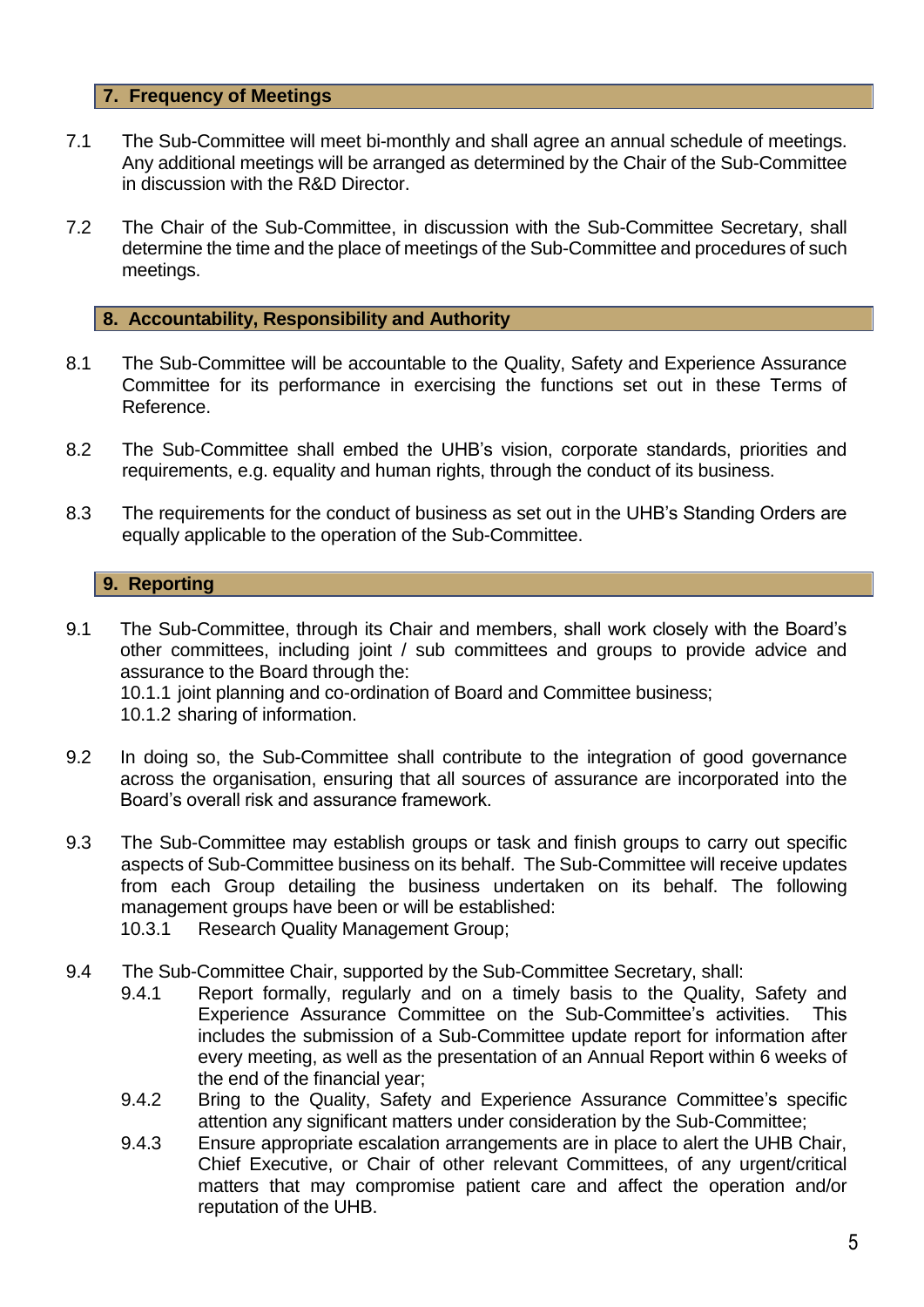## 7. Frequency of Meetings

7.1 The Sub-Committee will meet bi-monthly and shall agree an annual schedule of meetings. Any additional meetings will be arranged as determined by the Chair of the Sub-Committee in discussion with the R&D Director.

7.2 The Chair of the Sub-Committee, in discussion with the Sub-Committee Secretary, shall determine the time and the place of meetings of the Sub-Committee and procedures of such meetings.

## 8. Accountability, Responsibility and Authority

8.1 The Sub-Committee will be accountable to the Quality, Safety and Experience Assurance Committee for its performance in exercising the functions set out in these Terms of Reference.

8.2 The Sub-Committee shall embed the UHB's vision, corporate standards, priorities and requirements, e.g. equality and human rights, through the conduct of its business.

8.3 The requirements for the conduct of business as set out in the UHB's Standing Orders are equally applicable to the operation of the Sub-Committee.

## 9. Reporting

9.1 The Sub-Committee, through its Chair and members, shall work closely with the Board's other committees, including joint / sub committees and groups to provide advice and assurance to the Board through the:

10.1.1 joint planning and co-ordination of Board and Committee business;
10.1.2 sharing of information.

9.2 In doing so, the Sub-Committee shall contribute to the integration of good governance across the organisation, ensuring that all sources of assurance are incorporated into the Board's overall risk and assurance framework.

9.3 The Sub-Committee may establish groups or task and finish groups to carry out specific aspects of Sub-Committee business on its behalf. The Sub-Committee will receive updates from each Group detailing the business undertaken on its behalf. The following management groups have been or will be established:

10.3.1 Research Quality Management Group;

9.4 The Sub-Committee Chair, supported by the Sub-Committee Secretary, shall:

9.4.1 Report formally, regularly and on a timely basis to the Quality, Safety and Experience Assurance Committee on the Sub-Committee's activities. This includes the submission of a Sub-Committee update report for information after every meeting, as well as the presentation of an Annual Report within 6 weeks of the end of the financial year;

9.4.2 Bring to the Quality, Safety and Experience Assurance Committee's specific attention any significant matters under consideration by the Sub-Committee;

9.4.3 Ensure appropriate escalation arrangements are in place to alert the UHB Chair, Chief Executive, or Chair of other relevant Committees, of any urgent/critical matters that may compromise patient care and affect the operation and/or reputation of the UHB.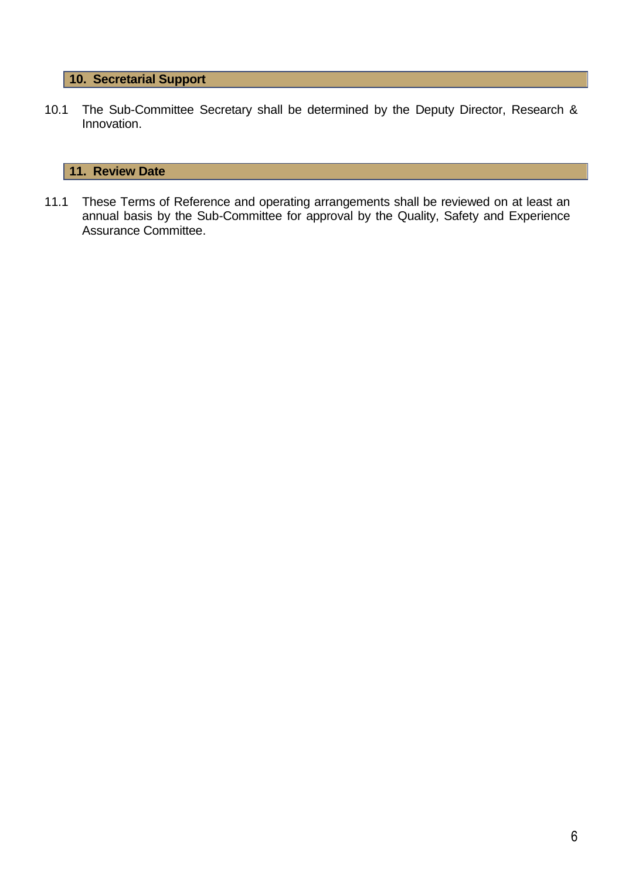## 10. Secretarial Support

10.1 The Sub-Committee Secretary shall be determined by the Deputy Director, Research & Innovation.

## 11. Review Date

11.1 These Terms of Reference and operating arrangements shall be reviewed on at least an annual basis by the Sub-Committee for approval by the Quality, Safety and Experience Assurance Committee.